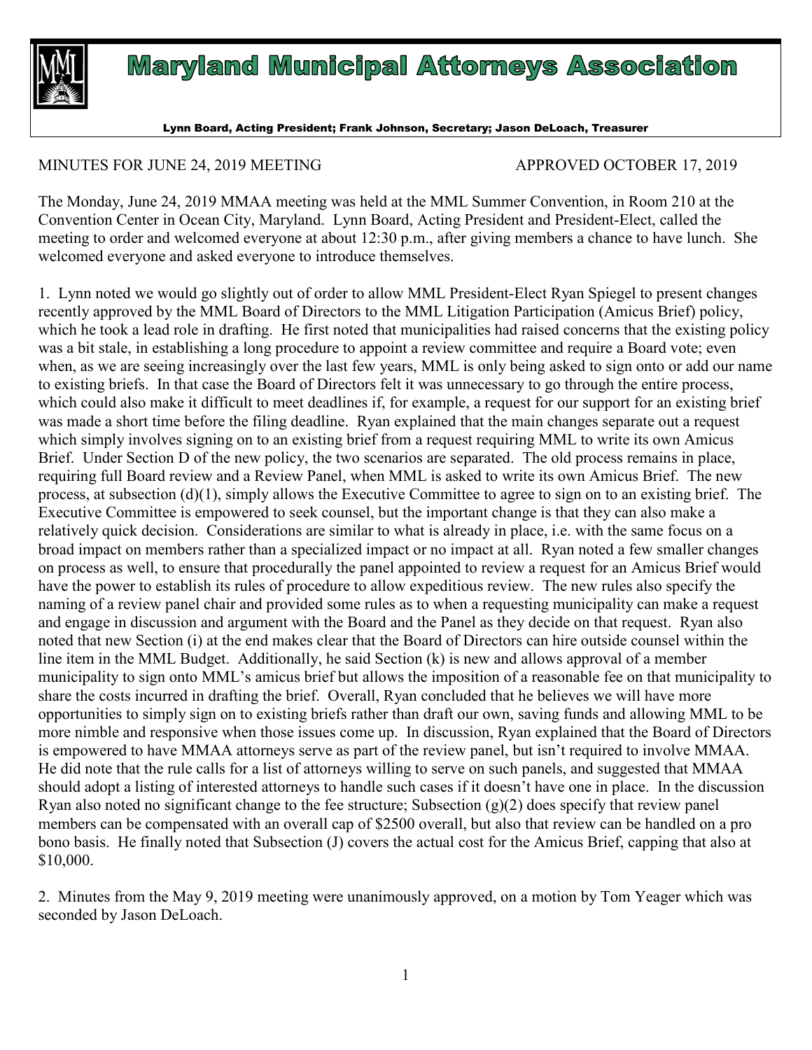# Maryland Municipal Attorneys Association

Lynn Board, Acting President; Frank Johnson, Secretary; Jason DeLoach, Treasurer

MINUTES FOR JUNE 24, 2019 MEETING APPROVED OCTOBER 17, 2019

The Monday, June 24, 2019 MMAA meeting was held at the MML Summer Convention, in Room 210 at the Convention Center in Ocean City, Maryland. Lynn Board, Acting President and President-Elect, called the meeting to order and welcomed everyone at about 12:30 p.m., after giving members a chance to have lunch. She welcomed everyone and asked everyone to introduce themselves.

1. Lynn noted we would go slightly out of order to allow MML President-Elect Ryan Spiegel to present changes recently approved by the MML Board of Directors to the MML Litigation Participation (Amicus Brief) policy, which he took a lead role in drafting. He first noted that municipalities had raised concerns that the existing policy was a bit stale, in establishing a long procedure to appoint a review committee and require a Board vote; even when, as we are seeing increasingly over the last few years, MML is only being asked to sign onto or add our name to existing briefs. In that case the Board of Directors felt it was unnecessary to go through the entire process, which could also make it difficult to meet deadlines if, for example, a request for our support for an existing brief was made a short time before the filing deadline. Ryan explained that the main changes separate out a request which simply involves signing on to an existing brief from a request requiring MML to write its own Amicus Brief. Under Section D of the new policy, the two scenarios are separated. The old process remains in place, requiring full Board review and a Review Panel, when MML is asked to write its own Amicus Brief. The new process, at subsection (d)(1), simply allows the Executive Committee to agree to sign on to an existing brief. The Executive Committee is empowered to seek counsel, but the important change is that they can also make a relatively quick decision. Considerations are similar to what is already in place, i.e. with the same focus on a broad impact on members rather than a specialized impact or no impact at all. Ryan noted a few smaller changes on process as well, to ensure that procedurally the panel appointed to review a request for an Amicus Brief would have the power to establish its rules of procedure to allow expeditious review. The new rules also specify the naming of a review panel chair and provided some rules as to when a requesting municipality can make a request and engage in discussion and argument with the Board and the Panel as they decide on that request. Ryan also noted that new Section (i) at the end makes clear that the Board of Directors can hire outside counsel within the line item in the MML Budget. Additionally, he said Section (k) is new and allows approval of a member municipality to sign onto MML's amicus brief but allows the imposition of a reasonable fee on that municipality to share the costs incurred in drafting the brief. Overall, Ryan concluded that he believes we will have more opportunities to simply sign on to existing briefs rather than draft our own, saving funds and allowing MML to be more nimble and responsive when those issues come up. In discussion, Ryan explained that the Board of Directors is empowered to have MMAA attorneys serve as part of the review panel, but isn't required to involve MMAA. He did note that the rule calls for a list of attorneys willing to serve on such panels, and suggested that MMAA should adopt a listing of interested attorneys to handle such cases if it doesn't have one in place. In the discussion Ryan also noted no significant change to the fee structure; Subsection (g)(2) does specify that review panel members can be compensated with an overall cap of $2500 overall, but also that review can be handled on a pro bono basis. He finally noted that Subsection (J) covers the actual cost for the Amicus Brief, capping that also at $10,000.

2. Minutes from the May 9, 2019 meeting were unanimously approved, on a motion by Tom Yeager which was seconded by Jason DeLoach.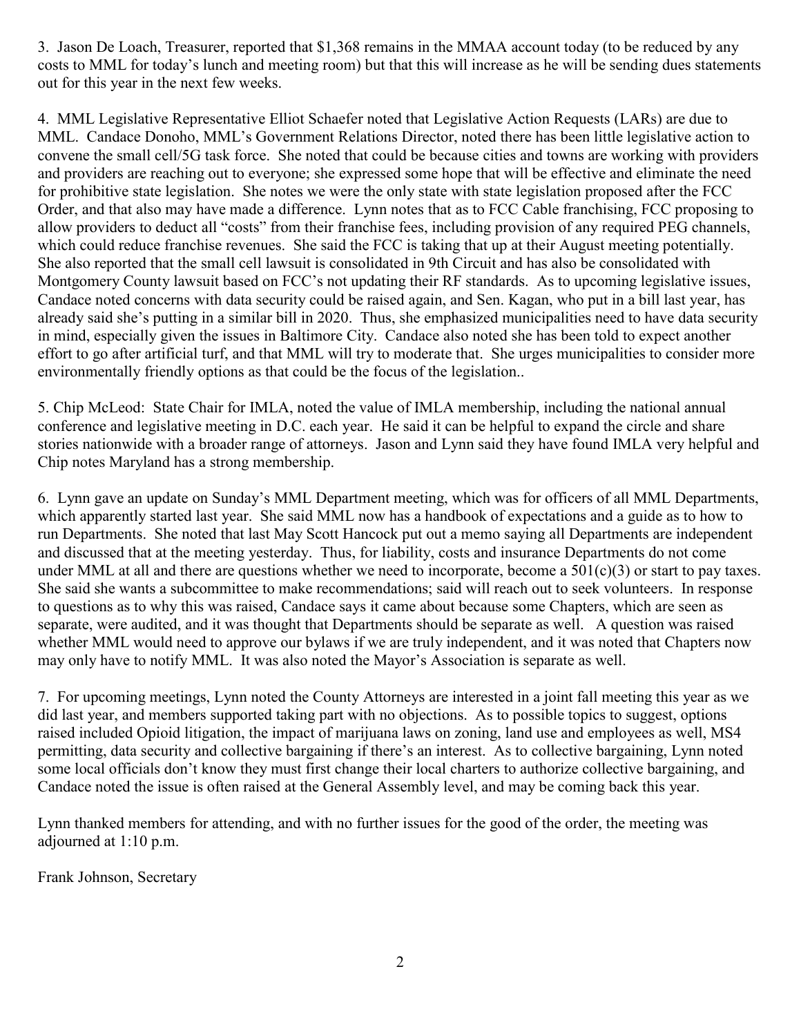3. Jason De Loach, Treasurer, reported that $1,368 remains in the MMAA account today (to be reduced by any costs to MML for today's lunch and meeting room) but that this will increase as he will be sending dues statements out for this year in the next few weeks.

4. MML Legislative Representative Elliot Schaefer noted that Legislative Action Requests (LARs) are due to MML. Candace Donoho, MML's Government Relations Director, noted there has been little legislative action to convene the small cell/5G task force. She noted that could be because cities and towns are working with providers and providers are reaching out to everyone; she expressed some hope that will be effective and eliminate the need for prohibitive state legislation. She notes we were the only state with state legislation proposed after the FCC Order, and that also may have made a difference. Lynn notes that as to FCC Cable franchising, FCC proposing to allow providers to deduct all "costs" from their franchise fees, including provision of any required PEG channels, which could reduce franchise revenues. She said the FCC is taking that up at their August meeting potentially. She also reported that the small cell lawsuit is consolidated in 9th Circuit and has also be consolidated with Montgomery County lawsuit based on FCC's not updating their RF standards. As to upcoming legislative issues, Candace noted concerns with data security could be raised again, and Sen. Kagan, who put in a bill last year, has already said she's putting in a similar bill in 2020. Thus, she emphasized municipalities need to have data security in mind, especially given the issues in Baltimore City. Candace also noted she has been told to expect another effort to go after artificial turf, and that MML will try to moderate that. She urges municipalities to consider more environmentally friendly options as that could be the focus of the legislation..

5. Chip McLeod: State Chair for IMLA, noted the value of IMLA membership, including the national annual conference and legislative meeting in D.C. each year. He said it can be helpful to expand the circle and share stories nationwide with a broader range of attorneys. Jason and Lynn said they have found IMLA very helpful and Chip notes Maryland has a strong membership.

6. Lynn gave an update on Sunday's MML Department meeting, which was for officers of all MML Departments, which apparently started last year. She said MML now has a handbook of expectations and a guide as to how to run Departments. She noted that last May Scott Hancock put out a memo saying all Departments are independent and discussed that at the meeting yesterday. Thus, for liability, costs and insurance Departments do not come under MML at all and there are questions whether we need to incorporate, become a 501(c)(3) or start to pay taxes. She said she wants a subcommittee to make recommendations; said will reach out to seek volunteers. In response to questions as to why this was raised, Candace says it came about because some Chapters, which are seen as separate, were audited, and it was thought that Departments should be separate as well. A question was raised whether MML would need to approve our bylaws if we are truly independent, and it was noted that Chapters now may only have to notify MML. It was also noted the Mayor's Association is separate as well.

7. For upcoming meetings, Lynn noted the County Attorneys are interested in a joint fall meeting this year as we did last year, and members supported taking part with no objections. As to possible topics to suggest, options raised included Opioid litigation, the impact of marijuana laws on zoning, land use and employees as well, MS4 permitting, data security and collective bargaining if there's an interest. As to collective bargaining, Lynn noted some local officials don't know they must first change their local charters to authorize collective bargaining, and Candace noted the issue is often raised at the General Assembly level, and may be coming back this year.

Lynn thanked members for attending, and with no further issues for the good of the order, the meeting was adjourned at 1:10 p.m.

Frank Johnson, Secretary